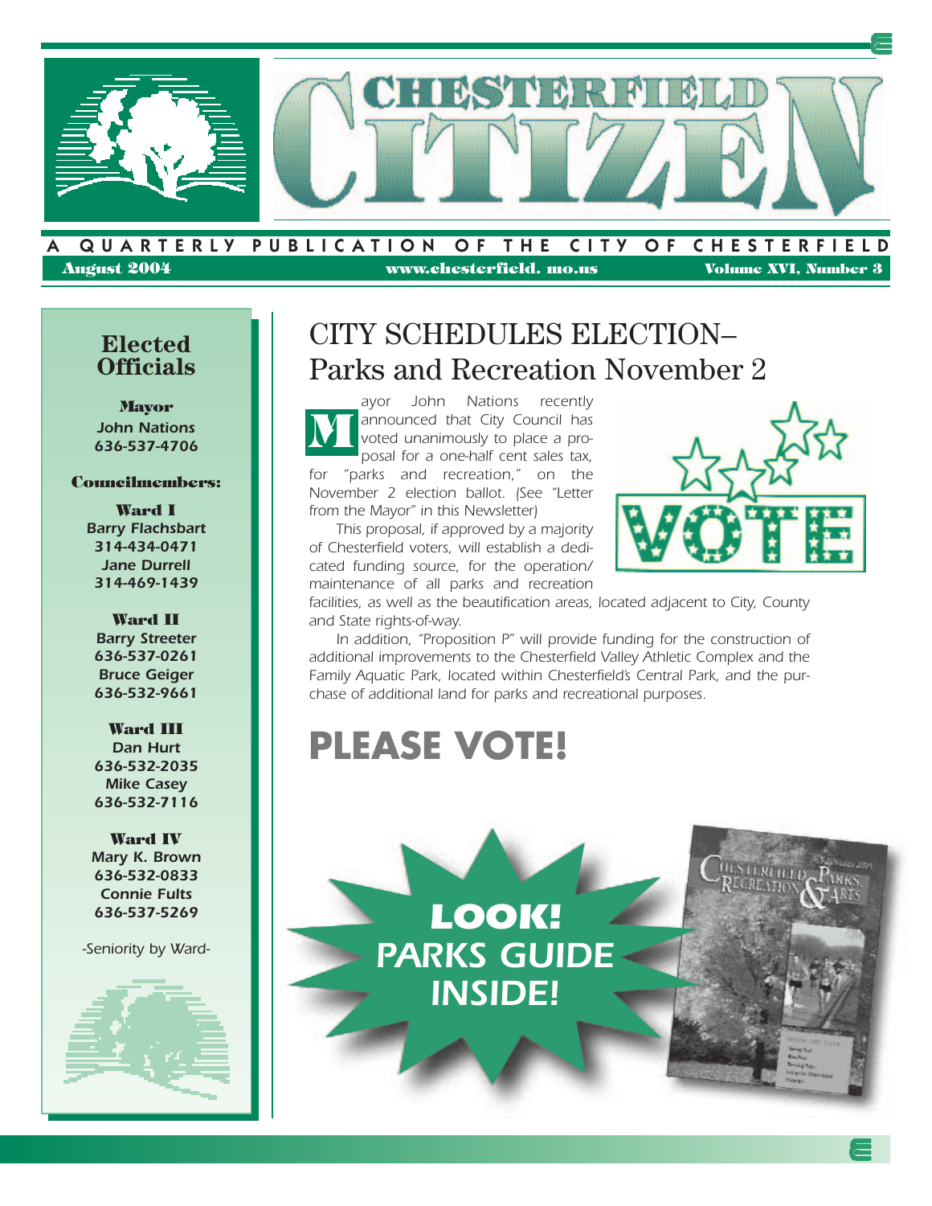# CHESTERFIELD CITIZEN

A QUARTERLY PUBLICATION OF THE CITY OF CHESTERFIELD

August 2004 www.chesterfield.mo.us Volume XVI, Number 3

## Elected Officials

**Mayor**
John Nations
636-537-4706

**Councilmembers:**

**Ward I**
Barry Flachsbart
314-434-0471
Jane Durrell
314-469-1439

**Ward II**
Barry Streeter
636-537-0261
Bruce Geiger
636-532-9661

**Ward III**
Dan Hurt
636-532-2035
Mike Casey
636-532-7116

**Ward IV**
Mary K. Brown
636-532-0833
Connie Fults
636-537-5269

*-Seniority by Ward-*

## CITY SCHEDULES ELECTION– Parks and Recreation November 2

*Mayor John Nations recently announced that City Council has voted unanimously to place a proposal for a one-half cent sales tax, for "parks and recreation," on the November 2 election ballot. (See "Letter from the Mayor" in this Newsletter)*

*This proposal, if approved by a majority of Chesterfield voters, will establish a dedicated funding source, for the operation/maintenance of all parks and recreation facilities, as well as the beautification areas, located adjacent to City, County and State rights-of-way.*

*In addition, "Proposition P" will provide funding for the construction of additional improvements to the Chesterfield Valley Athletic Complex and the Family Aquatic Park, located within Chesterfield's Central Park, and the purchase of additional land for parks and recreational purposes.*

# PLEASE VOTE!

***LOOK! PARKS GUIDE INSIDE!***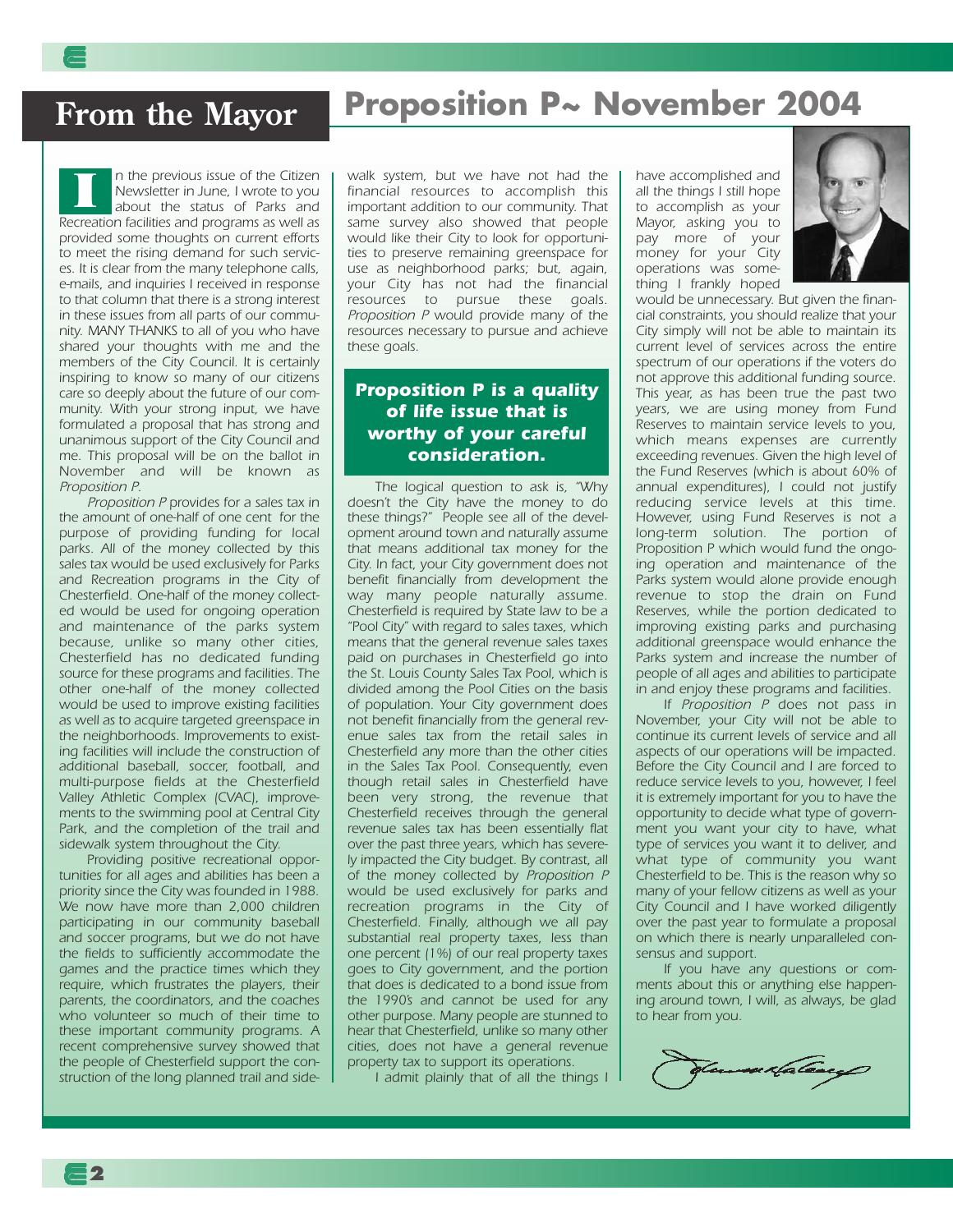# From the Mayor

## Proposition P~ November 2004

In the previous issue of the Citizen Newsletter in June, I wrote to you about the status of Parks and Recreation facilities and programs as well as provided some thoughts on current efforts to meet the rising demand for such services. It is clear from the many telephone calls, e-mails, and inquiries I received in response to that column that there is a strong interest in these issues from all parts of our community. MANY THANKS to all of you who have shared your thoughts with me and the members of the City Council. It is certainly inspiring to know so many of our citizens care so deeply about the future of our community. With your strong input, we have formulated a proposal that has strong and unanimous support of the City Council and me. This proposal will be on the ballot in November and will be known as *Proposition P*.

*Proposition P* provides for a sales tax in the amount of one-half of one cent for the purpose of providing funding for local parks. All of the money collected by this sales tax would be used exclusively for Parks and Recreation programs in the City of Chesterfield. One-half of the money collected would be used for ongoing operation and maintenance of the parks system because, unlike so many other cities, Chesterfield has no dedicated funding source for these programs and facilities. The other one-half of the money collected would be used to improve existing facilities as well as to acquire targeted greenspace in the neighborhoods. Improvements to existing facilities will include the construction of additional baseball, soccer, football, and multi-purpose fields at the Chesterfield Valley Athletic Complex (CVAC), improvements to the swimming pool at Central City Park, and the completion of the trail and sidewalk system throughout the City.

Providing positive recreational opportunities for all ages and abilities has been a priority since the City was founded in 1988. We now have more than 2,000 children participating in our community baseball and soccer programs, but we do not have the fields to sufficiently accommodate the games and the practice times which they require, which frustrates the players, their parents, the coordinators, and the coaches who volunteer so much of their time to these important community programs. A recent comprehensive survey showed that the people of Chesterfield support the construction of the long planned trail and sidewalk system, but we have not had the financial resources to accomplish this important addition to our community. That same survey also showed that people would like their City to look for opportunities to preserve remaining greenspace for use as neighborhood parks; but, again, your City has not had the financial resources to pursue these goals. *Proposition P* would provide many of the resources necessary to pursue and achieve these goals.

**Proposition P is a quality of life issue that is worthy of your careful consideration.**

The logical question to ask is, "Why doesn't the City have the money to do these things?" People see all of the development around town and naturally assume that means additional tax money for the City. In fact, your City government does not benefit financially from development the way many people naturally assume. Chesterfield is required by State law to be a "Pool City" with regard to sales taxes, which means that the general revenue sales taxes paid on purchases in Chesterfield go into the St. Louis County Sales Tax Pool, which is divided among the Pool Cities on the basis of population. Your City government does not benefit financially from the general revenue sales tax from the retail sales in Chesterfield any more than the other cities in the Sales Tax Pool. Consequently, even though retail sales in Chesterfield have been very strong, the revenue that Chesterfield receives through the general revenue sales tax has been essentially flat over the past three years, which has severely impacted the City budget. By contrast, all of the money collected by *Proposition P* would be used exclusively for parks and recreation programs in the City of Chesterfield. Finally, although we all pay substantial real property taxes, less than one percent (1%) of our real property taxes goes to City government, and the portion that does is dedicated to a bond issue from the 1990's and cannot be used for any other purpose. Many people are stunned to hear that Chesterfield, unlike so many other cities, does not have a general revenue property tax to support its operations.

I admit plainly that of all the things I have accomplished and all the things I still hope to accomplish as your Mayor, asking you to pay more of your money for your City operations was something I frankly hoped would be unnecessary. But given the financial constraints, you should realize that your City simply will not be able to maintain its current level of services across the entire spectrum of our operations if the voters do not approve this additional funding source. This year, as has been true the past two years, we are using money from Fund Reserves to maintain service levels to you, which means expenses are currently exceeding revenues. Given the high level of the Fund Reserves (which is about 60% of annual expenditures), I could not justify reducing service levels at this time. However, using Fund Reserves is not a long-term solution. The portion of Proposition P which would fund the ongoing operation and maintenance of the Parks system would alone provide enough revenue to stop the drain on Fund Reserves, while the portion dedicated to improving existing parks and purchasing additional greenspace would enhance the Parks system and increase the number of people of all ages and abilities to participate in and enjoy these programs and facilities.

If *Proposition P* does not pass in November, your City will not be able to continue its current levels of service and all aspects of our operations will be impacted. Before the City Council and I are forced to reduce service levels to you, however, I feel it is extremely important for you to have the opportunity to decide what type of government you want your city to have, what type of services you want it to deliver, and what type of community you want Chesterfield to be. This is the reason why so many of your fellow citizens as well as your City Council and I have worked diligently over the past year to formulate a proposal on which there is nearly unparalleled consensus and support.

If you have any questions or comments about this or anything else happening around town, I will, as always, be glad to hear from you.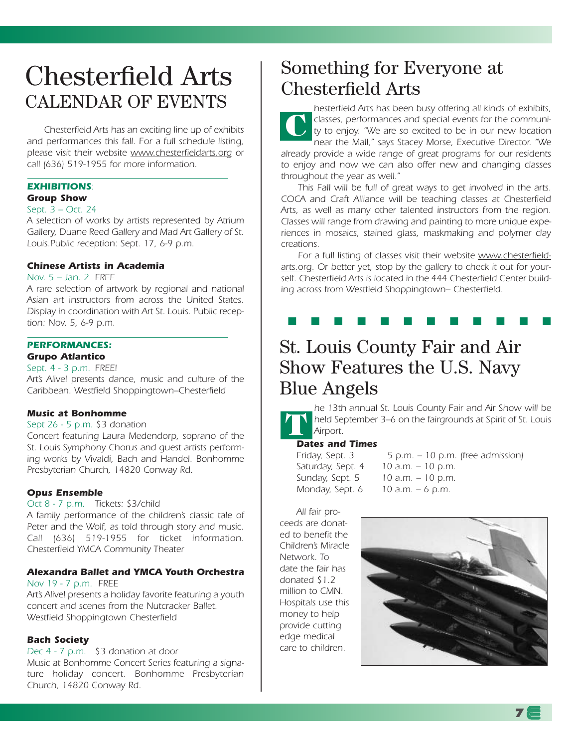# Chesterfield Arts
## CALENDAR OF EVENTS

*Chesterfield Arts has an exciting line up of exhibits and performances this fall. For a full schedule listing, please visit their website www.chesterfieldarts.org or call (636) 519-1955 for more information.*

**EXHIBITIONS**:

**Group Show**

Sept. 3 – Oct. 24

A selection of works by artists represented by Atrium Gallery, Duane Reed Gallery and Mad Art Gallery of St. Louis.Public reception: Sept. 17, 6-9 p.m.

**Chinese Artists in Academia**

Nov. 5 – Jan. 2 FREE

A rare selection of artwork by regional and national Asian art instructors from across the United States. Display in coordination with Art St. Louis. Public reception: Nov. 5, 6-9 p.m.

**PERFORMANCES:**

**Grupo Atlantico**

Sept. 4 - 3 p.m. FREE!

Art's Alive! presents dance, music and culture of the Caribbean. Westfield Shoppingtown–Chesterfield

**Music at Bonhomme**

Sept 26 - 5 p.m. $3 donation

Concert featuring Laura Medendorp, soprano of the St. Louis Symphony Chorus and guest artists performing works by Vivaldi, Bach and Handel. Bonhomme Presbyterian Church, 14820 Conway Rd.

**Opus Ensemble**

Oct 8 - 7 p.m. Tickets: $3/child

A family performance of the children's classic tale of Peter and the Wolf, as told through story and music. Call (636) 519-1955 for ticket information. Chesterfield YMCA Community Theater

**Alexandra Ballet and YMCA Youth Orchestra**

Nov 19 - 7 p.m. FREE

Art's Alive! presents a holiday favorite featuring a youth concert and scenes from the Nutcracker Ballet. Westfield Shoppingtown Chesterfield

**Bach Society**

Dec 4 - 7 p.m. $3 donation at door

Music at Bonhomme Concert Series featuring a signature holiday concert. Bonhomme Presbyterian Church, 14820 Conway Rd.

# Something for Everyone at Chesterfield Arts

*Chesterfield Arts has been busy offering all kinds of exhibits, classes, performances and special events for the community to enjoy. "We are so excited to be in our new location near the Mall," says Stacey Morse, Executive Director. "We already provide a wide range of great programs for our residents to enjoy and now we can also offer new and changing classes throughout the year as well."*

*This Fall will be full of great ways to get involved in the arts. COCA and Craft Alliance will be teaching classes at Chesterfield Arts, as well as many other talented instructors from the region. Classes will range from drawing and painting to more unique experiences in mosaics, stained glass, maskmaking and polymer clay creations.*

*For a full listing of classes visit their website www.chesterfieldarts.org. Or better yet, stop by the gallery to check it out for yourself. Chesterfield Arts is located in the 444 Chesterfield Center building across from Westfield Shoppingtown– Chesterfield.*

# St. Louis County Fair and Air Show Features the U.S. Navy Blue Angels

*The 13th annual St. Louis County Fair and Air Show will be held September 3–6 on the fairgrounds at Spirit of St. Louis Airport.*

**Dates and Times**

| | |
|---|---|
| Friday, Sept. 3 | 5 p.m. – 10 p.m. (free admission) |
| Saturday, Sept. 4 | 10 a.m. – 10 p.m. |
| Sunday, Sept. 5 | 10 a.m. – 10 p.m. |
| Monday, Sept. 6 | 10 a.m. – 6 p.m. |

*All fair proceeds are donated to benefit the Children's Miracle Network. To date the fair has donated $1.2 million to CMN. Hospitals use this money to help provide cutting edge medical care to children.*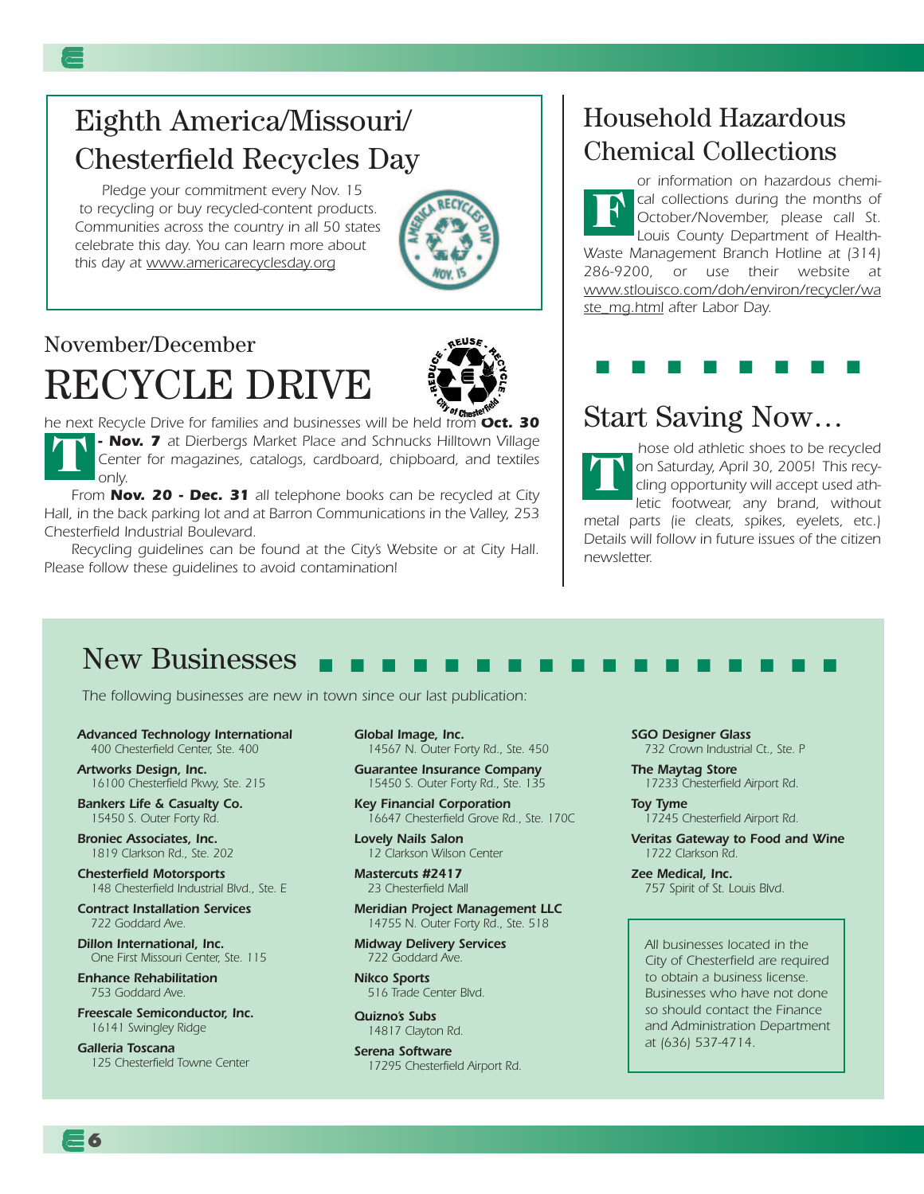## Eighth America/Missouri/ Chesterfield Recycles Day

Pledge your commitment every Nov. 15 to recycling or buy recycled-content products. Communities across the country in all 50 states celebrate this day. You can learn more about this day at www.americarecyclesday.org

## November/December RECYCLE DRIVE

The next Recycle Drive for families and businesses will be held from **Oct. 30 - Nov. 7** at Dierbergs Market Place and Schnucks Hilltown Village Center for magazines, catalogs, cardboard, chipboard, and textiles only.

From **Nov. 20 - Dec. 31** all telephone books can be recycled at City Hall, in the back parking lot and at Barron Communications in the Valley, 253 Chesterfield Industrial Boulevard.

Recycling guidelines can be found at the City's Website or at City Hall. Please follow these guidelines to avoid contamination!

## Household Hazardous Chemical Collections

For information on hazardous chemical collections during the months of October/November, please call St. Louis County Department of Health-Waste Management Branch Hotline at (314) 286-9200, or use their website at www.stlouisco.com/doh/environ/recycler/waste_mg.html after Labor Day.

## Start Saving Now…

Those old athletic shoes to be recycled on Saturday, April 30, 2005! This recycling opportunity will accept used athletic footwear, any brand, without metal parts (ie cleats, spikes, eyelets, etc.) Details will follow in future issues of the citizen newsletter.

## New Businesses

*The following businesses are new in town since our last publication:*

***Advanced Technology International***
400 Chesterfield Center, Ste. 400

***Artworks Design, Inc.***
16100 Chesterfield Pkwy, Ste. 215

***Bankers Life & Casualty Co.***
15450 S. Outer Forty Rd.

***Broniec Associates, Inc.***
1819 Clarkson Rd., Ste. 202

***Chesterfield Motorsports***
148 Chesterfield Industrial Blvd., Ste. E

***Contract Installation Services***
722 Goddard Ave.

***Dillon International, Inc.***
One First Missouri Center, Ste. 115

***Enhance Rehabilitation***
753 Goddard Ave.

***Freescale Semiconductor, Inc.***
16141 Swingley Ridge

***Galleria Toscana***
125 Chesterfield Towne Center

***Global Image, Inc.***
14567 N. Outer Forty Rd., Ste. 450

***Guarantee Insurance Company***
15450 S. Outer Forty Rd., Ste. 135

***Key Financial Corporation***
16647 Chesterfield Grove Rd., Ste. 170C

***Lovely Nails Salon***
12 Clarkson Wilson Center

***Mastercuts #2417***
23 Chesterfield Mall

***Meridian Project Management LLC***
14755 N. Outer Forty Rd., Ste. 518

***Midway Delivery Services***
722 Goddard Ave.

***Nikco Sports***
516 Trade Center Blvd.

***Quizno's Subs***
14817 Clayton Rd.

***Serena Software***
17295 Chesterfield Airport Rd.

***SGO Designer Glass***
732 Crown Industrial Ct., Ste. P

***The Maytag Store***
17233 Chesterfield Airport Rd.

***Toy Tyme***
17245 Chesterfield Airport Rd.

***Veritas Gateway to Food and Wine***
1722 Clarkson Rd.

***Zee Medical, Inc.***
757 Spirit of St. Louis Blvd.

All businesses located in the City of Chesterfield are required to obtain a business license. Businesses who have not done so should contact the Finance and Administration Department at (636) 537-4714.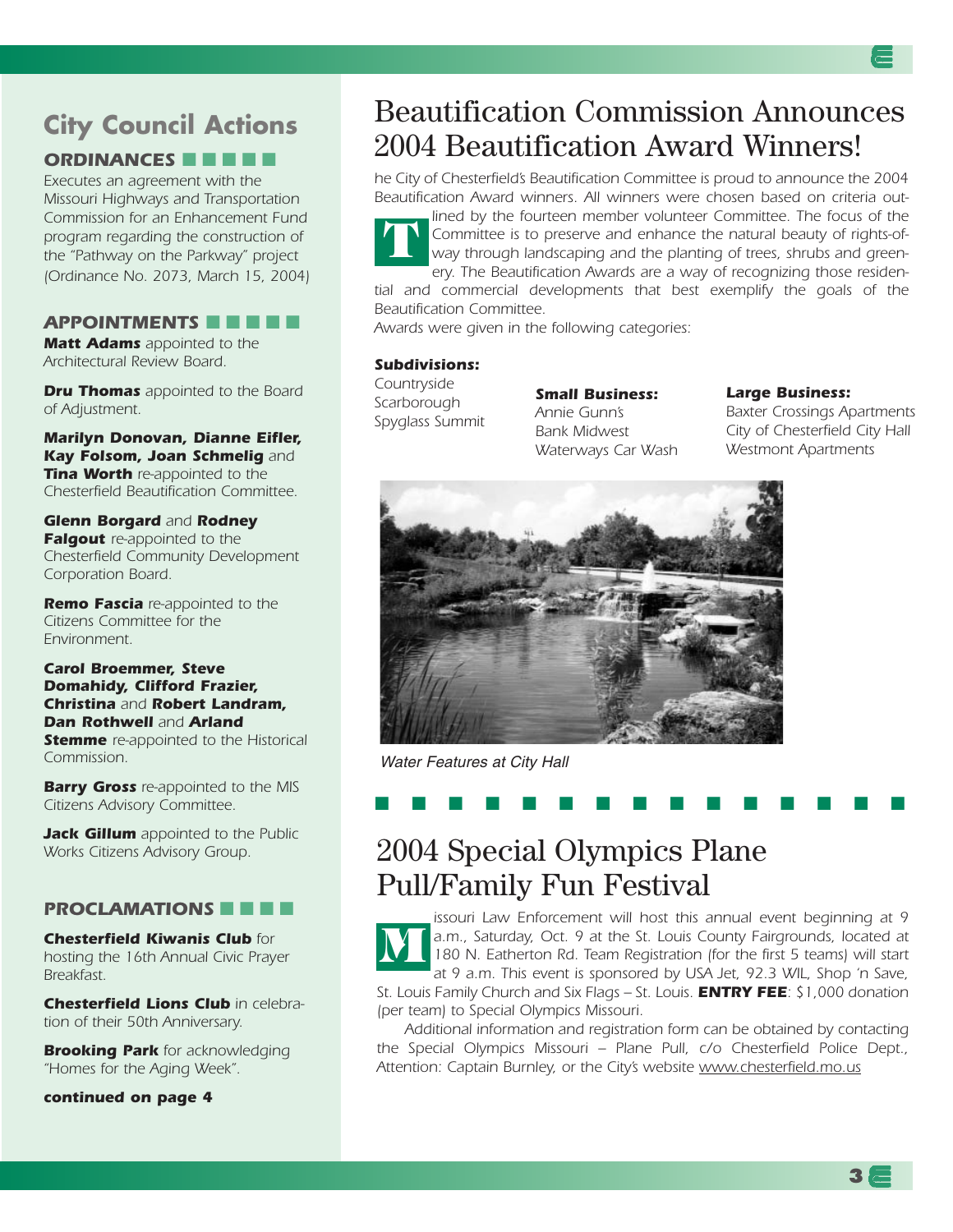## City Council Actions

### ORDINANCES

Executes an agreement with the Missouri Highways and Transportation Commission for an Enhancement Fund program regarding the construction of the "Pathway on the Parkway" project (Ordinance No. 2073, March 15, 2004)

### APPOINTMENTS

**Matt Adams** appointed to the Architectural Review Board.

**Dru Thomas** appointed to the Board of Adjustment.

**Marilyn Donovan, Dianne Eifler, Kay Folsom, Joan Schmelig** and **Tina Worth** re-appointed to the Chesterfield Beautification Committee.

**Glenn Borgard** and **Rodney Falgout** re-appointed to the Chesterfield Community Development Corporation Board.

**Remo Fascia** re-appointed to the Citizens Committee for the Environment.

**Carol Broemmer, Steve Domahidy, Clifford Frazier, Christina** and **Robert Landram, Dan Rothwell** and **Arland Stemme** re-appointed to the Historical Commission.

**Barry Gross** re-appointed to the MIS Citizens Advisory Committee.

**Jack Gillum** appointed to the Public Works Citizens Advisory Group.

### PROCLAMATIONS

**Chesterfield Kiwanis Club** for hosting the 16th Annual Civic Prayer Breakfast.

**Chesterfield Lions Club** in celebration of their 50th Anniversary.

**Brooking Park** for acknowledging "Homes for the Aging Week".

**continued on page 4**

# Beautification Commission Announces 2004 Beautification Award Winners!

The City of Chesterfield's Beautification Committee is proud to announce the 2004 Beautification Award winners. All winners were chosen based on criteria outlined by the fourteen member volunteer Committee. The focus of the Committee is to preserve and enhance the natural beauty of rights-of-way through landscaping and the planting of trees, shrubs and greenery. The Beautification Awards are a way of recognizing those residential and commercial developments that best exemplify the goals of the Beautification Committee.

Awards were given in the following categories:

**Subdivisions:**
Countryside
Scarborough
Spyglass Summit

**Small Business:**
Annie Gunn's
Bank Midwest
Waterways Car Wash

**Large Business:**
Baxter Crossings Apartments
City of Chesterfield City Hall
Westmont Apartments

*Water Features at City Hall*

# 2004 Special Olympics Plane Pull/Family Fun Festival

Missouri Law Enforcement will host this annual event beginning at 9 a.m., Saturday, Oct. 9 at the St. Louis County Fairgrounds, located at 180 N. Eatherton Rd. Team Registration (for the first 5 teams) will start at 9 a.m. This event is sponsored by USA Jet, 92.3 WIL, Shop 'n Save, St. Louis Family Church and Six Flags – St. Louis. **ENTRY FEE**: $1,000 donation (per team) to Special Olympics Missouri.

Additional information and registration form can be obtained by contacting the Special Olympics Missouri – Plane Pull, c/o Chesterfield Police Dept., Attention: Captain Burnley, or the City's website www.chesterfield.mo.us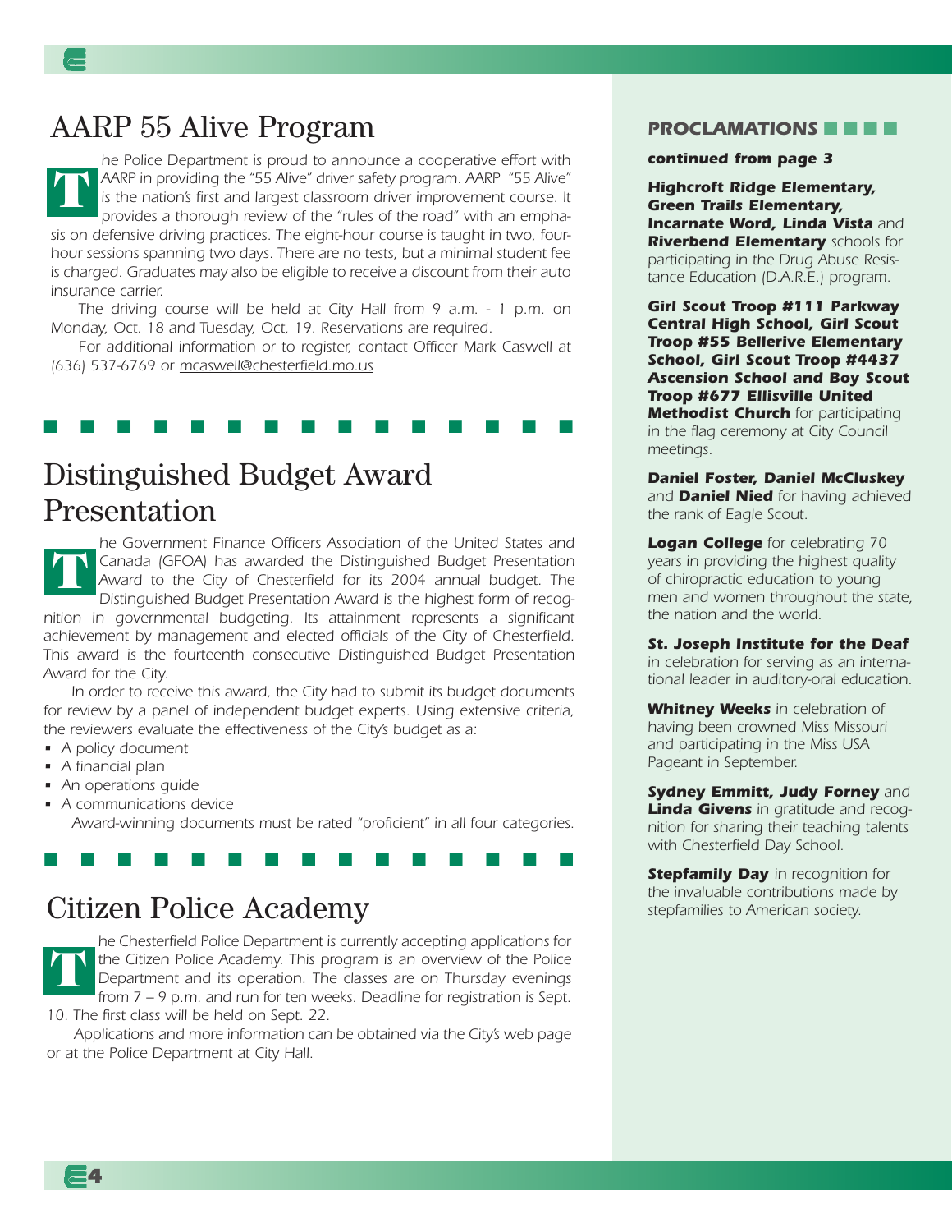# AARP 55 Alive Program

The Police Department is proud to announce a cooperative effort with AARP in providing the "55 Alive" driver safety program. AARP "55 Alive" is the nation's first and largest classroom driver improvement course. It provides a thorough review of the "rules of the road" with an emphasis on defensive driving practices. The eight-hour course is taught in two, four-hour sessions spanning two days. There are no tests, but a minimal student fee is charged. Graduates may also be eligible to receive a discount from their auto insurance carrier.

The driving course will be held at City Hall from 9 a.m. - 1 p.m. on Monday, Oct. 18 and Tuesday, Oct, 19. Reservations are required.

For additional information or to register, contact Officer Mark Caswell at (636) 537-6769 or mcaswell@chesterfield.mo.us

# Distinguished Budget Award Presentation

The Government Finance Officers Association of the United States and Canada (GFOA) has awarded the Distinguished Budget Presentation Award to the City of Chesterfield for its 2004 annual budget. The Distinguished Budget Presentation Award is the highest form of recognition in governmental budgeting. Its attainment represents a significant achievement by management and elected officials of the City of Chesterfield. This award is the fourteenth consecutive Distinguished Budget Presentation Award for the City.

In order to receive this award, the City had to submit its budget documents for review by a panel of independent budget experts. Using extensive criteria, the reviewers evaluate the effectiveness of the City's budget as a:

- A policy document
- A financial plan
- An operations guide
- A communications device

Award-winning documents must be rated "proficient" in all four categories.

# Citizen Police Academy

The Chesterfield Police Department is currently accepting applications for the Citizen Police Academy. This program is an overview of the Police Department and its operation. The classes are on Thursday evenings from 7 – 9 p.m. and run for ten weeks. Deadline for registration is Sept. 10. The first class will be held on Sept. 22.

Applications and more information can be obtained via the City's web page or at the Police Department at City Hall.

## PROCLAMATIONS

**continued from page 3**

**Highcroft Ridge Elementary, Green Trails Elementary, Incarnate Word, Linda Vista** and **Riverbend Elementary** schools for participating in the Drug Abuse Resistance Education (D.A.R.E.) program.

**Girl Scout Troop #111 Parkway Central High School, Girl Scout Troop #55 Bellerive Elementary School, Girl Scout Troop #4437 Ascension School and Boy Scout Troop #677 Ellisville United Methodist Church** for participating in the flag ceremony at City Council meetings.

**Daniel Foster, Daniel McCluskey** and **Daniel Nied** for having achieved the rank of Eagle Scout.

**Logan College** for celebrating 70 years in providing the highest quality of chiropractic education to young men and women throughout the state, the nation and the world.

**St. Joseph Institute for the Deaf** in celebration for serving as an international leader in auditory-oral education.

**Whitney Weeks** in celebration of having been crowned Miss Missouri and participating in the Miss USA Pageant in September.

**Sydney Emmitt, Judy Forney** and **Linda Givens** in gratitude and recognition for sharing their teaching talents with Chesterfield Day School.

**Stepfamily Day** in recognition for the invaluable contributions made by stepfamilies to American society.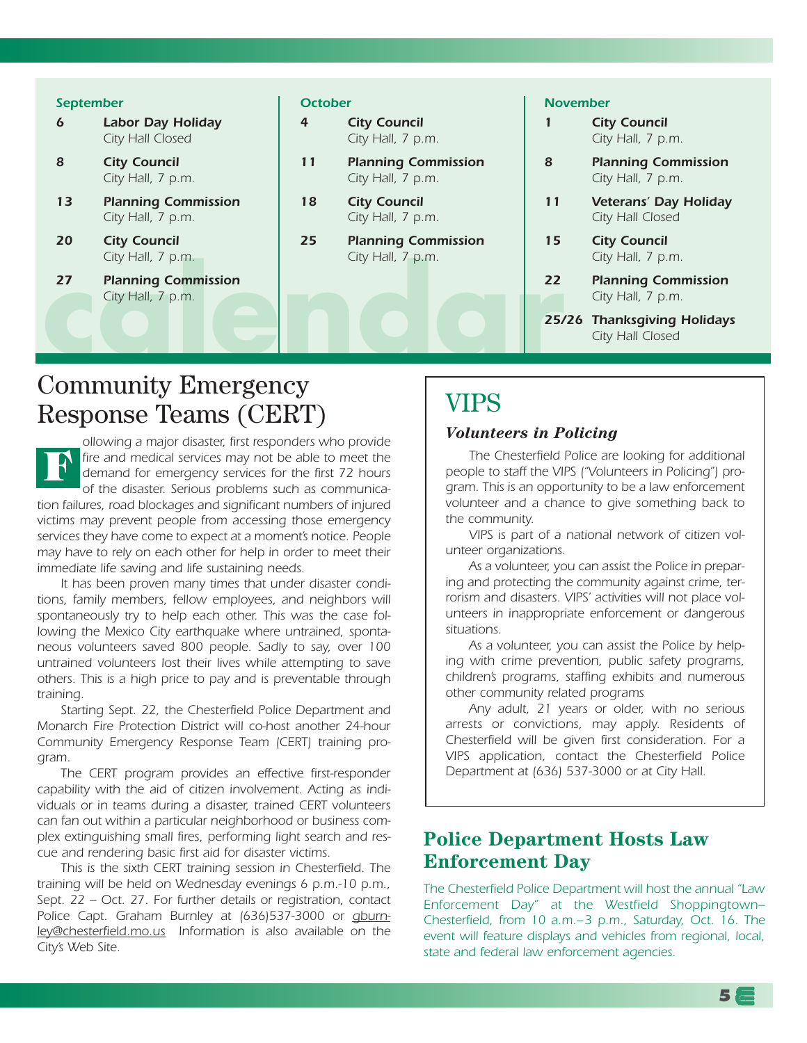## Calendar

### September

- **6** — ***Labor Day Holiday*** — City Hall Closed
- **8** — **City Council** — City Hall, 7 p.m.
- **13** — **Planning Commission** — City Hall, 7 p.m.
- **20** — **City Council** — City Hall, 7 p.m.
- **27** — **Planning Commission** — City Hall, 7 p.m.

### October

- **4** — **City Council** — City Hall, 7 p.m.
- **11** — **Planning Commission** — City Hall, 7 p.m.
- **18** — **City Council** — City Hall, 7 p.m.
- **25** — **Planning Commission** — City Hall, 7 p.m.

### November

- **1** — **City Council** — City Hall, 7 p.m.
- **8** — **Planning Commission** — City Hall, 7 p.m.
- **11** — ***Veterans' Day Holiday*** — City Hall Closed
- **15** — **City Council** — City Hall, 7 p.m.
- **22** — **Planning Commission** — City Hall, 7 p.m.
- **25/26** — ***Thanksgiving Holidays*** — City Hall Closed

# Community Emergency Response Teams (CERT)

Following a major disaster, first responders who provide fire and medical services may not be able to meet the demand for emergency services for the first 72 hours of the disaster. Serious problems such as communication failures, road blockages and significant numbers of injured victims may prevent people from accessing those emergency services they have come to expect at a moment's notice. People may have to rely on each other for help in order to meet their immediate life saving and life sustaining needs.

It has been proven many times that under disaster conditions, family members, fellow employees, and neighbors will spontaneously try to help each other. This was the case following the Mexico City earthquake where untrained, spontaneous volunteers saved 800 people. Sadly to say, over 100 untrained volunteers lost their lives while attempting to save others. This is a high price to pay and is preventable through training.

Starting Sept. 22, the Chesterfield Police Department and Monarch Fire Protection District will co-host another 24-hour Community Emergency Response Team (CERT) training program.

The CERT program provides an effective first-responder capability with the aid of citizen involvement. Acting as individuals or in teams during a disaster, trained CERT volunteers can fan out within a particular neighborhood or business complex extinguishing small fires, performing light search and rescue and rendering basic first aid for disaster victims.

This is the sixth CERT training session in Chesterfield. The training will be held on Wednesday evenings 6 p.m.-10 p.m., Sept. 22 – Oct. 27. For further details or registration, contact Police Capt. Graham Burnley at (636)537-3000 or gburnley@chesterfield.mo.us Information is also available on the City's Web Site.

# VIPS

### *Volunteers in Policing*

The Chesterfield Police are looking for additional people to staff the VIPS ("Volunteers in Policing") program. This is an opportunity to be a law enforcement volunteer and a chance to give something back to the community.

VIPS is part of a national network of citizen volunteer organizations.

As a volunteer, you can assist the Police in preparing and protecting the community against crime, terrorism and disasters. VIPS' activities will not place volunteers in inappropriate enforcement or dangerous situations.

As a volunteer, you can assist the Police by helping with crime prevention, public safety programs, children's programs, staffing exhibits and numerous other community related programs

Any adult, 21 years or older, with no serious arrests or convictions, may apply. Residents of Chesterfield will be given first consideration. For a VIPS application, contact the Chesterfield Police Department at (636) 537-3000 or at City Hall.

## Police Department Hosts Law Enforcement Day

The Chesterfield Police Department will host the annual "Law Enforcement Day" at the Westfield Shoppingtown–Chesterfield, from 10 a.m.–3 p.m., Saturday, Oct. 16. The event will feature displays and vehicles from regional, local, state and federal law enforcement agencies.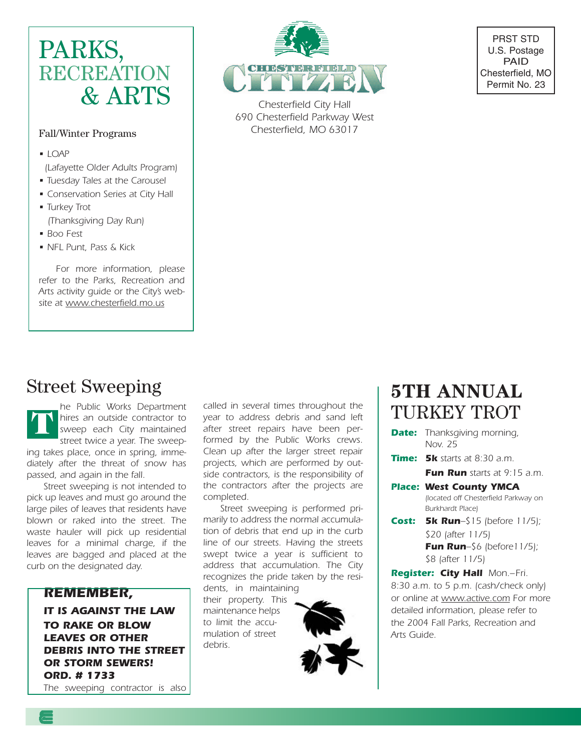# PARKS, RECREATION & ARTS

### Fall/Winter Programs

- LOAP (Lafayette Older Adults Program)
- Tuesday Tales at the Carousel
- Conservation Series at City Hall
- Turkey Trot (Thanksgiving Day Run)
- Boo Fest
- NFL Punt, Pass & Kick

For more information, please refer to the Parks, Recreation and Arts activity guide or the City's website at www.chesterfield.mo.us

CHESTERFIELD CITIZEN

Chesterfield City Hall
690 Chesterfield Parkway West
Chesterfield, MO 63017

PRST STD
U.S. Postage
PAID
Chesterfield, MO
Permit No. 23

## Street Sweeping

The Public Works Department hires an outside contractor to sweep each City maintained street twice a year. The sweeping takes place, once in spring, immediately after the threat of snow has passed, and again in the fall.

Street sweeping is not intended to pick up leaves and must go around the large piles of leaves that residents have blown or raked into the street. The waste hauler will pick up residential leaves for a minimal charge, if the leaves are bagged and placed at the curb on the designated day.

**REMEMBER,**

**IT IS AGAINST THE LAW TO RAKE OR BLOW LEAVES OR OTHER DEBRIS INTO THE STREET OR STORM SEWERS! ORD. # 1733**

The sweeping contractor is also called in several times throughout the year to address debris and sand left after street repairs have been performed by the Public Works crews. Clean up after the larger street repair projects, which are performed by outside contractors, is the responsibility of the contractors after the projects are completed.

Street sweeping is performed primarily to address the normal accumulation of debris that end up in the curb line of our streets. Having the streets swept twice a year is sufficient to address that accumulation. The City recognizes the pride taken by the residents, in maintaining their property. This maintenance helps to limit the accumulation of street debris.

## 5TH ANNUAL TURKEY TROT

**Date:** Thanksgiving morning, Nov. 25

**Time:** **5k** starts at 8:30 a.m.
**Fun Run** starts at 9:15 a.m.

**Place:** **West County YMCA** (located off Chesterfield Parkway on Burkhardt Place)

**Cost:** **5k Run**–$15 (before 11/5); $20 (after 11/5)
**Fun Run**–$6 (before11/5); $8 (after 11/5)

**Register: City Hall** Mon.–Fri. 8:30 a.m. to 5 p.m. (cash/check only) or online at www.active.com For more detailed information, please refer to the 2004 Fall Parks, Recreation and Arts Guide.